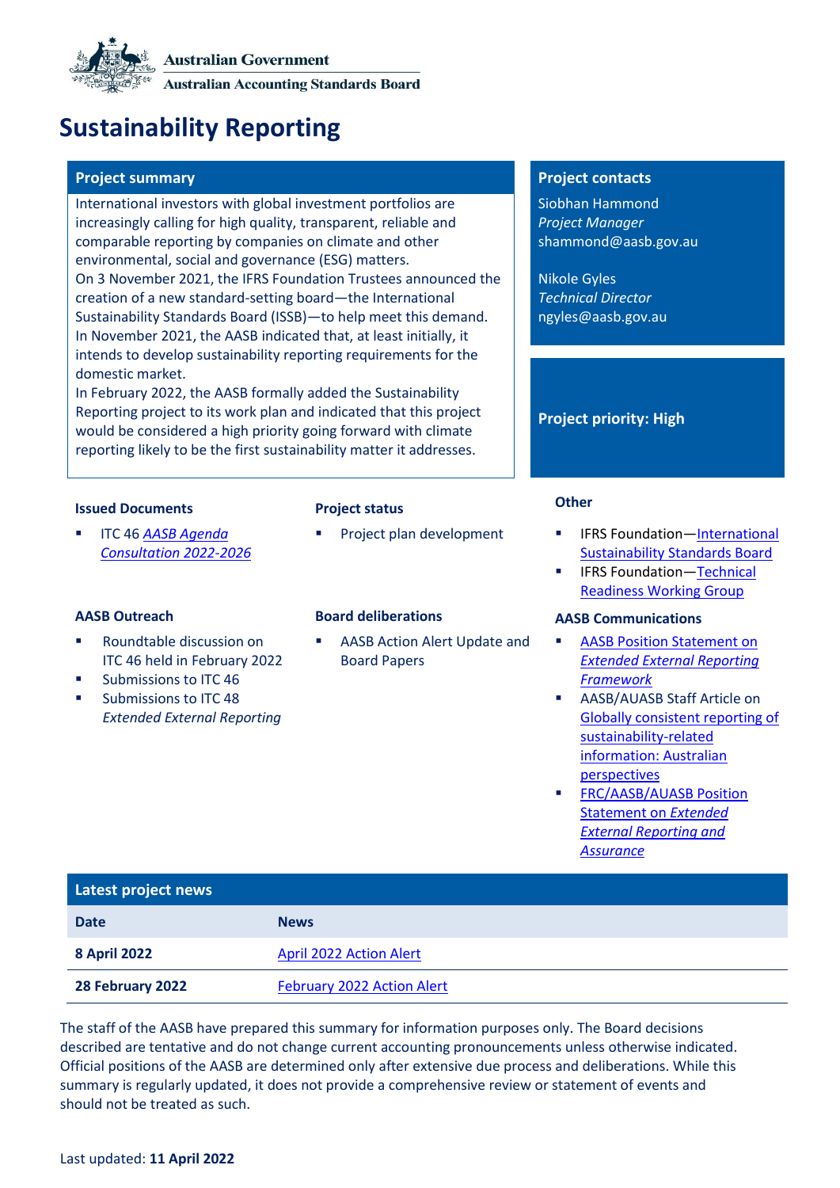Australian Government

Australian Accounting Standards Board

# Sustainability Reporting

## Project summary

International investors with global investment portfolios are increasingly calling for high quality, transparent, reliable and comparable reporting by companies on climate and other environmental, social and governance (ESG) matters.

On 3 November 2021, the IFRS Foundation Trustees announced the creation of a new standard-setting board—the International Sustainability Standards Board (ISSB)—to help meet this demand.

In November 2021, the AASB indicated that, at least initially, it intends to develop sustainability reporting requirements for the domestic market.

In February 2022, the AASB formally added the Sustainability Reporting project to its work plan and indicated that this project would be considered a high priority going forward with climate reporting likely to be the first sustainability matter it addresses.

## Project contacts

Siobhan Hammond
*Project Manager*
shammond@aasb.gov.au

Nikole Gyles
*Technical Director*
ngyles@aasb.gov.au

## Project priority: High

### Issued Documents

- ITC 46 *AASB Agenda Consultation 2022-2026*

### Project status

- Project plan development

### Other

- IFRS Foundation—International Sustainability Standards Board
- IFRS Foundation—Technical Readiness Working Group

### AASB Outreach

- Roundtable discussion on ITC 46 held in February 2022
- Submissions to ITC 46
- Submissions to ITC 48 *Extended External Reporting*

### Board deliberations

- AASB Action Alert Update and Board Papers

### AASB Communications

- AASB Position Statement on *Extended External Reporting Framework*
- AASB/AUASB Staff Article on Globally consistent reporting of sustainability-related information: Australian perspectives
- FRC/AASB/AUASB Position Statement on *Extended External Reporting and Assurance*

## Latest project news

| Date | News |
|---|---|
| **8 April 2022** | April 2022 Action Alert |
| **28 February 2022** | February 2022 Action Alert |

The staff of the AASB have prepared this summary for information purposes only. The Board decisions described are tentative and do not change current accounting pronouncements unless otherwise indicated. Official positions of the AASB are determined only after extensive due process and deliberations. While this summary is regularly updated, it does not provide a comprehensive review or statement of events and should not be treated as such.

Last updated: **11 April 2022**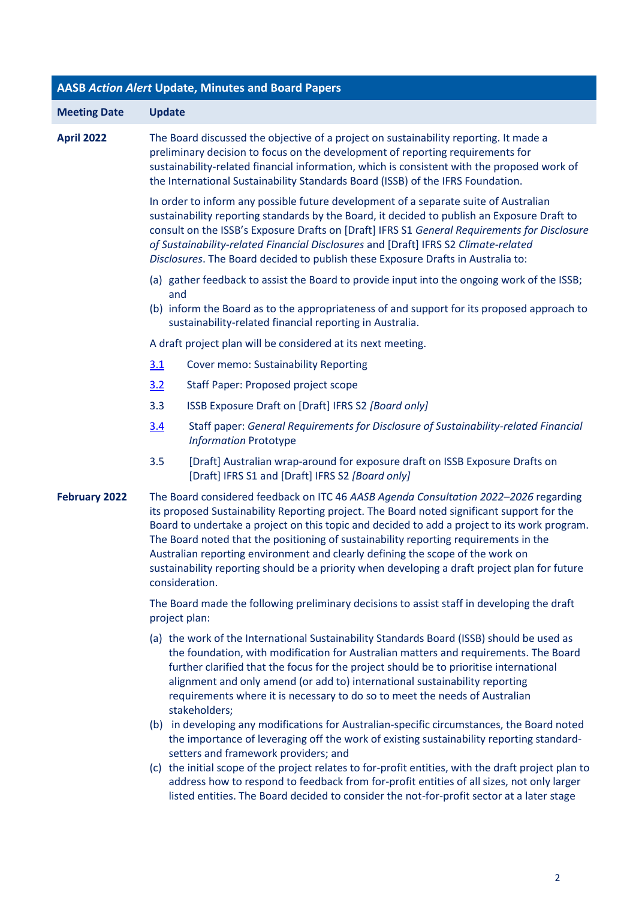| AASB *Action Alert* Update, Minutes and Board Papers | |
|---|---|
| **Meeting Date** | **Update** |
| **April 2022** | The Board discussed the objective of a project on sustainability reporting. It made a preliminary decision to focus on the development of reporting requirements for sustainability-related financial information, which is consistent with the proposed work of the International Sustainability Standards Board (ISSB) of the IFRS Foundation.<br><br>In order to inform any possible future development of a separate suite of Australian sustainability reporting standards by the Board, it decided to publish an Exposure Draft to consult on the ISSB's Exposure Drafts on [Draft] IFRS S1 *General Requirements for Disclosure of Sustainability-related Financial Disclosures* and [Draft] IFRS S2 *Climate-related Disclosures*. The Board decided to publish these Exposure Drafts in Australia to:<br><br>(a) gather feedback to assist the Board to provide input into the ongoing work of the ISSB; and<br>(b) inform the Board as to the appropriateness of and support for its proposed approach to sustainability-related financial reporting in Australia.<br><br>A draft project plan will be considered at its next meeting.<br><br>3.1 Cover memo: Sustainability Reporting<br>3.2 Staff Paper: Proposed project scope<br>3.3 ISSB Exposure Draft on [Draft] IFRS S2 *[Board only]*<br>3.4 Staff paper: *General Requirements for Disclosure of Sustainability-related Financial Information* Prototype<br>3.5 [Draft] Australian wrap-around for exposure draft on ISSB Exposure Drafts on [Draft] IFRS S1 and [Draft] IFRS S2 *[Board only]* |
| **February 2022** | The Board considered feedback on ITC 46 *AASB Agenda Consultation 2022–2026* regarding its proposed Sustainability Reporting project. The Board noted significant support for the Board to undertake a project on this topic and decided to add a project to its work program. The Board noted that the positioning of sustainability reporting requirements in the Australian reporting environment and clearly defining the scope of the work on sustainability reporting should be a priority when developing a draft project plan for future consideration.<br><br>The Board made the following preliminary decisions to assist staff in developing the draft project plan:<br><br>(a) the work of the International Sustainability Standards Board (ISSB) should be used as the foundation, with modification for Australian matters and requirements. The Board further clarified that the focus for the project should be to prioritise international alignment and only amend (or add to) international sustainability reporting requirements where it is necessary to do so to meet the needs of Australian stakeholders;<br>(b) in developing any modifications for Australian-specific circumstances, the Board noted the importance of leveraging off the work of existing sustainability reporting standard-setters and framework providers; and<br>(c) the initial scope of the project relates to for-profit entities, with the draft project plan to address how to respond to feedback from for-profit entities of all sizes, not only larger listed entities. The Board decided to consider the not-for-profit sector at a later stage |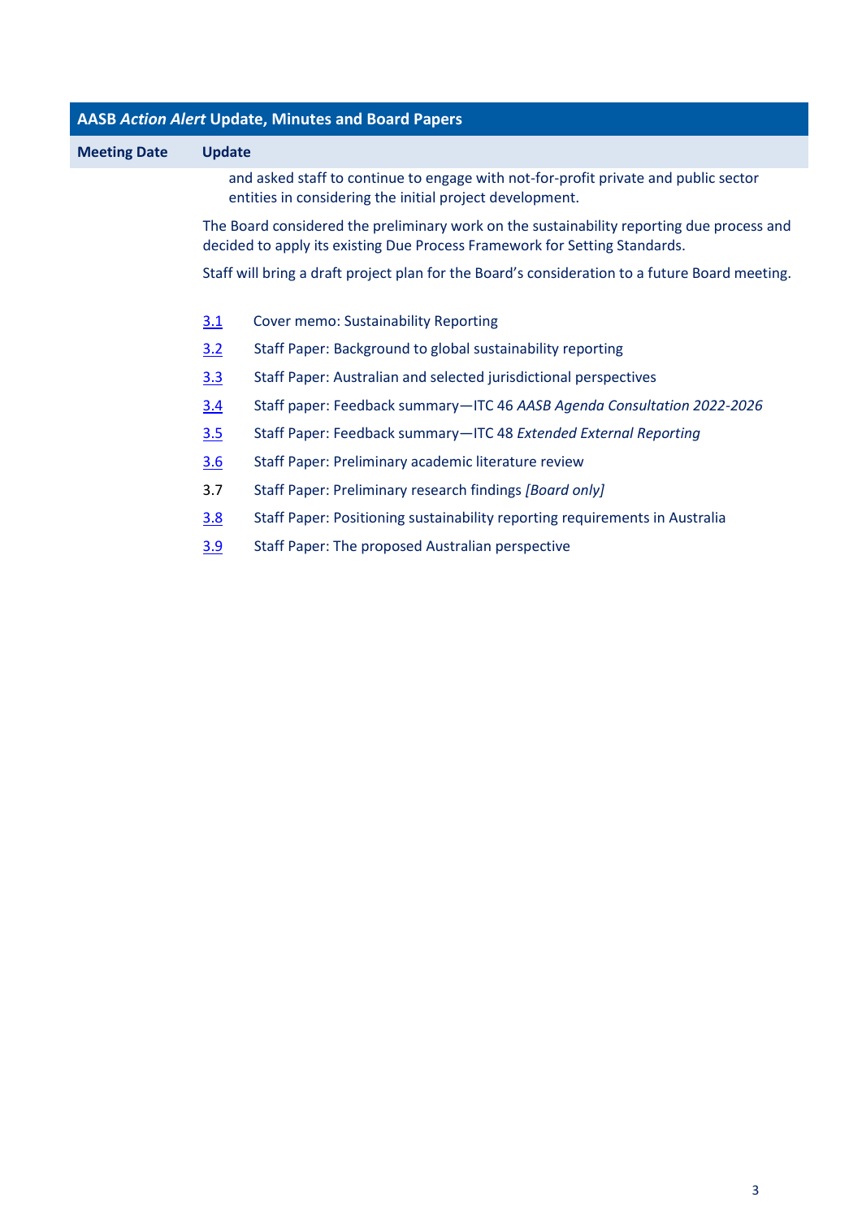| AASB *Action Alert* Update, Minutes and Board Papers | |
|---|---|
| **Meeting Date** | **Update** |
| | and asked staff to continue to engage with not-for-profit private and public sector entities in considering the initial project development.<br><br>The Board considered the preliminary work on the sustainability reporting due process and decided to apply its existing Due Process Framework for Setting Standards.<br><br>Staff will bring a draft project plan for the Board's consideration to a future Board meeting.<br><br>3.1 Cover memo: Sustainability Reporting<br>3.2 Staff Paper: Background to global sustainability reporting<br>3.3 Staff Paper: Australian and selected jurisdictional perspectives<br>3.4 Staff paper: Feedback summary—ITC 46 *AASB Agenda Consultation 2022-2026*<br>3.5 Staff Paper: Feedback summary—ITC 48 *Extended External Reporting*<br>3.6 Staff Paper: Preliminary academic literature review<br>3.7 Staff Paper: Preliminary research findings *[Board only]*<br>3.8 Staff Paper: Positioning sustainability reporting requirements in Australia<br>3.9 Staff Paper: The proposed Australian perspective |